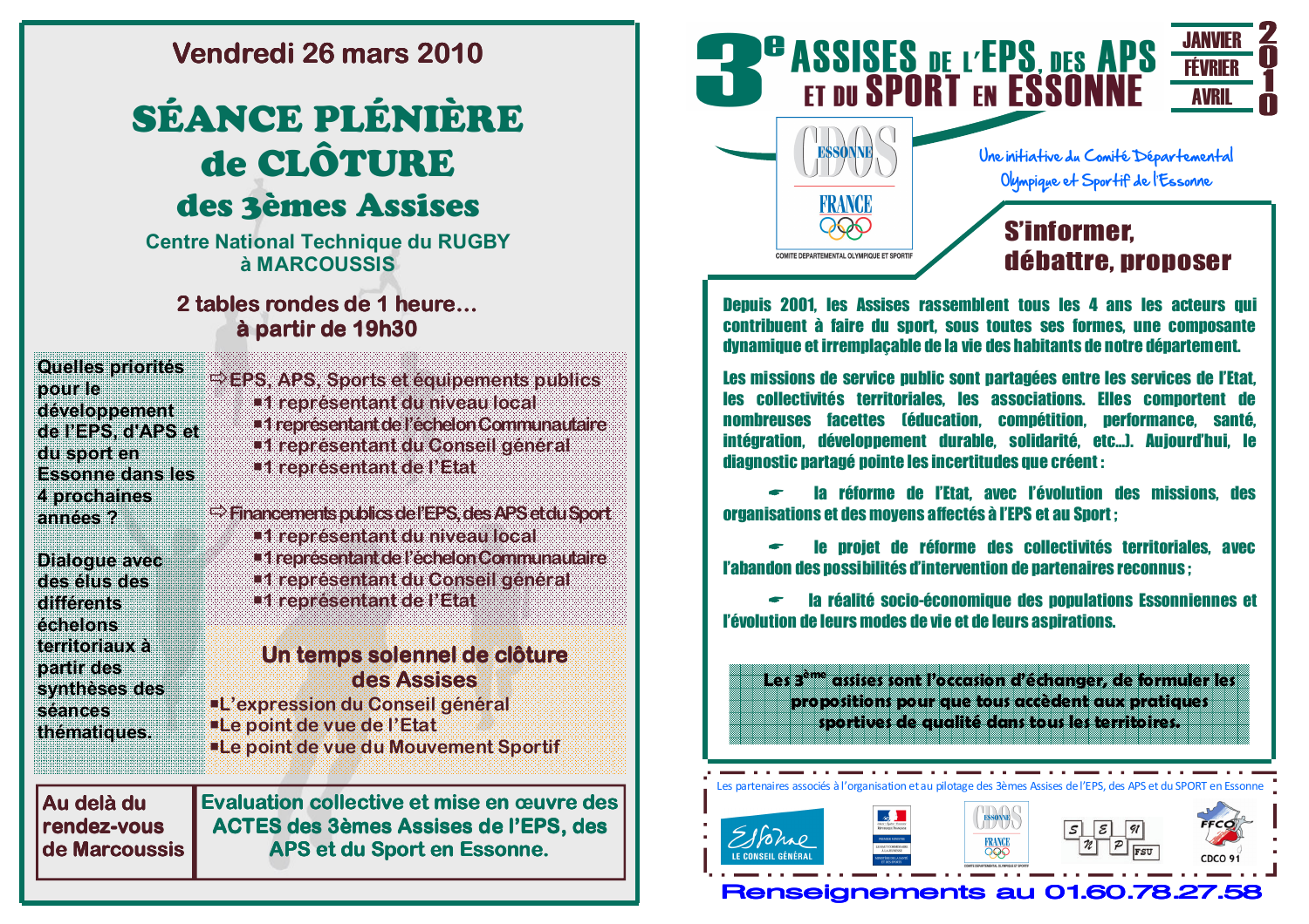Vendredi 26 mars 2010

# SÉANCE PLÉNIÈRE de CLÔTURE des 3èmes Assises

Centre National Technique du RUGBY à MARCOUSSIS

## 2 tables rondes de 1 heure… à partir de 19h30

**Quelles priorités pour le développement de l'EPS, d'APS et du sport en Essonne dans les 4 prochaines années ?**

**Dialogue avec des élus des différents échelons territoriaux à partir des synthèses des séances thématiques.**

⇨ EPS, APS, Sports et équipements publics

- 1 représentant du niveau local
- 1 représentant de l'échelon Communautaire
- 1 représentant du Conseil général
- 1 représentant de l'Etat

⇨ Financements publics de l'EPS, des APS et du Sport

- 1 représentant du niveau local
- 1 représentant de l'échelon Communautaire
- 1 représentant du Conseil général
- 1 représentant de l'Etat

### Un temps solennel de clôture des Assises

- L'expression du Conseil général
- Le point de vue de l'Etat
- Le point de vue du Mouvement Sportif

| Au delà du rendez-vous de Marcoussis | Evaluation collective et mise en œuvre des ACTES des 3èmes Assises de l'EPS, des APS et du Sport en Essonne. |
|---|---|

# 3e ASSISES DE L'EPS, DES APS ET DU SPORT EN ESSONNE

JANVIER FÉVRIER AVRIL 2010

CDOS ESSONNE FRANCE — COMITE DEPARTEMENTAL OLYMPIQUE ET SPORTIF

*Une initiative du Comité Départemental Olympique et Sportif de l'Essonne*

## S'informer, débattre, proposer

**Depuis 2001, les Assises rassemblent tous les 4 ans les acteurs qui contribuent à faire du sport, sous toutes ses formes, une composante dynamique et irremplaçable de la vie des habitants de notre département.**

**Les missions de service public sont partagées entre les services de l'Etat, les collectivités territoriales, les associations. Elles comportent de nombreuses facettes (éducation, compétition, performance, santé, intégration, développement durable, solidarité, etc…). Aujourd'hui, le diagnostic partagé pointe les incertitudes que créent :**

- **la réforme de l'Etat, avec l'évolution des missions, des organisations et des moyens affectés à l'EPS et au Sport ;**
- **le projet de réforme des collectivités territoriales, avec l'abandon des possibilités d'intervention de partenaires reconnus ;**
- **la réalité socio-économique des populations Essonniennes et l'évolution de leurs modes de vie et de leurs aspirations.**

**Les 3ème assises sont l'occasion d'échanger, de formuler les propositions pour que tous accèdent aux pratiques sportives de qualité dans tous les territoires.**

Les partenaires associés à l'organisation et au pilotage des 3èmes Assises de l'EPS, des APS et du SPORT en Essonne

Essonne LE CONSEIL GÉNÉRAL — Ministère de la Santé et des Sports — CDOS Essonne France — SNEP FSU — FFCO CDCO 91

**Renseignements au 01.60.78.27.58**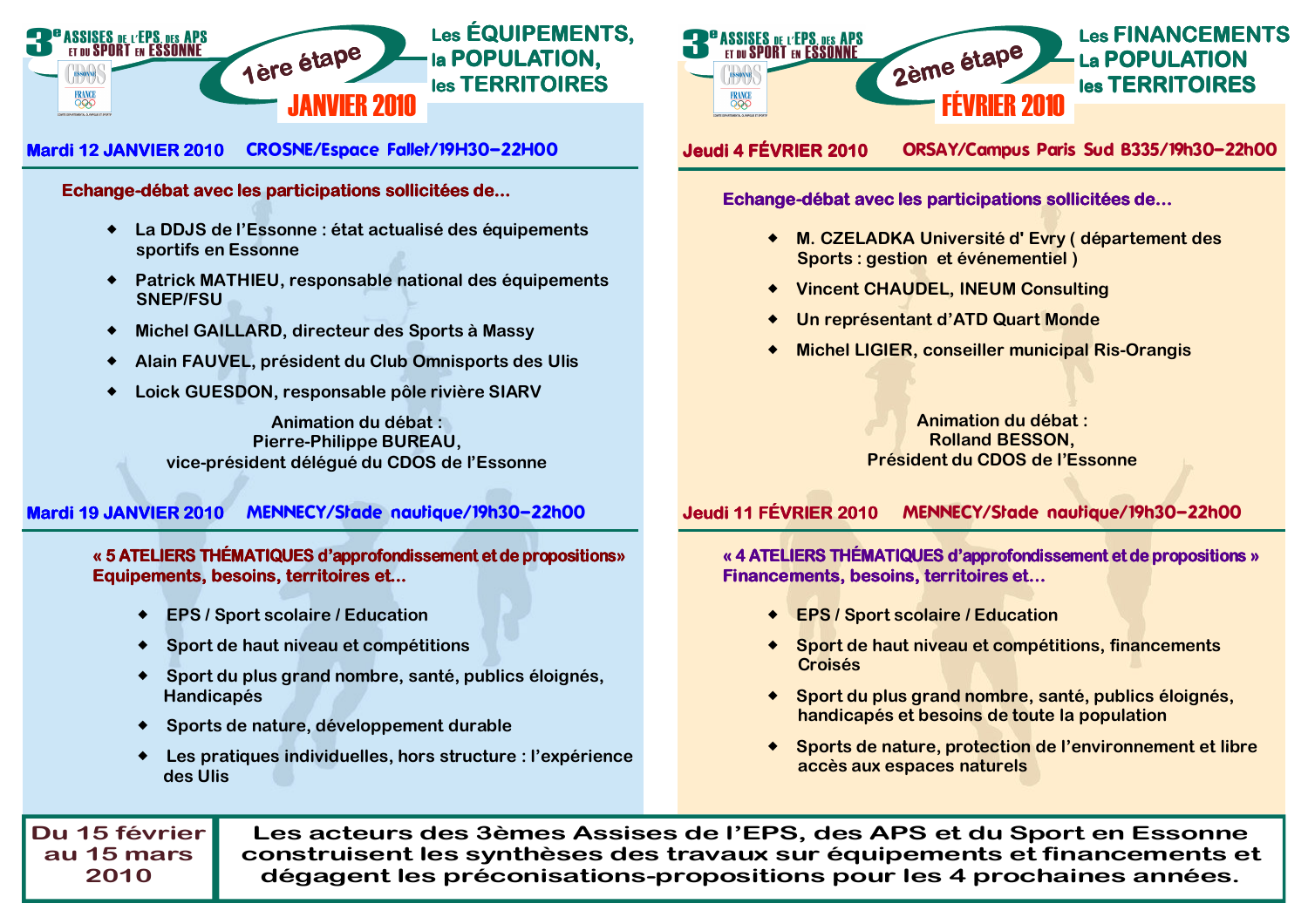## 3e ASSISES DE L'EPS, DES APS ET DU SPORT EN ESSONNE

**1ère étape — JANVIER 2010**

### Les ÉQUIPEMENTS, la POPULATION, les TERRITOIRES

**Mardi 12 JANVIER 2010** — **CROSNE/Espace Fallet/19H30–22H00**

**Echange-débat avec les participations sollicitées de...**

- La DDJS de l'Essonne : état actualisé des équipements sportifs en Essonne
- Patrick MATHIEU, responsable national des équipements SNEP/FSU
- Michel GAILLARD, directeur des Sports à Massy
- Alain FAUVEL, président du Club Omnisports des Ulis
- Loick GUESDON, responsable pôle rivière SIARV

Animation du débat :
Pierre-Philippe BUREAU,
vice-président délégué du CDOS de l'Essonne

**Mardi 19 JANVIER 2010** — **MENNECY/Stade nautique/19h30–22h00**

**« 5 ATELIERS THÉMATIQUES d'approfondissement et de propositions»**
**Equipements, besoins, territoires et...**

- EPS / Sport scolaire / Education
- Sport de haut niveau et compétitions
- Sport du plus grand nombre, santé, publics éloignés, Handicapés
- Sports de nature, développement durable
- Les pratiques individuelles, hors structure : l'expérience des Ulis

## 3e ASSISES DE L'EPS, DES APS ET DU SPORT EN ESSONNE

**2ème étape — FÉVRIER 2010**

### Les FINANCEMENTS, La POPULATION, les TERRITOIRES

**Jeudi 4 FÉVRIER 2010** — **ORSAY/Campus Paris Sud B335/19h30–22h00**

**Echange-débat avec les participations sollicitées de...**

- M. CZELADKA Université d' Evry ( département des Sports : gestion et événementiel )
- Vincent CHAUDEL, INEUM Consulting
- Un représentant d'ATD Quart Monde
- Michel LIGIER, conseiller municipal Ris-Orangis

Animation du débat :
Rolland BESSON,
Président du CDOS de l'Essonne

**Jeudi 11 FÉVRIER 2010** — **MENNECY/Stade nautique/19h30–22h00**

**« 4 ATELIERS THÉMATIQUES d'approfondissement et de propositions »**
**Financements, besoins, territoires et...**

- EPS / Sport scolaire / Education
- Sport de haut niveau et compétitions, financements Croisés
- Sport du plus grand nombre, santé, publics éloignés, handicapés et besoins de toute la population
- Sports de nature, protection de l'environnement et libre accès aux espaces naturels

**Du 15 février au 15 mars 2010**

**Les acteurs des 3èmes Assises de l'EPS, des APS et du Sport en Essonne construisent les synthèses des travaux sur équipements et financements et dégagent les préconisations-propositions pour les 4 prochaines années.**